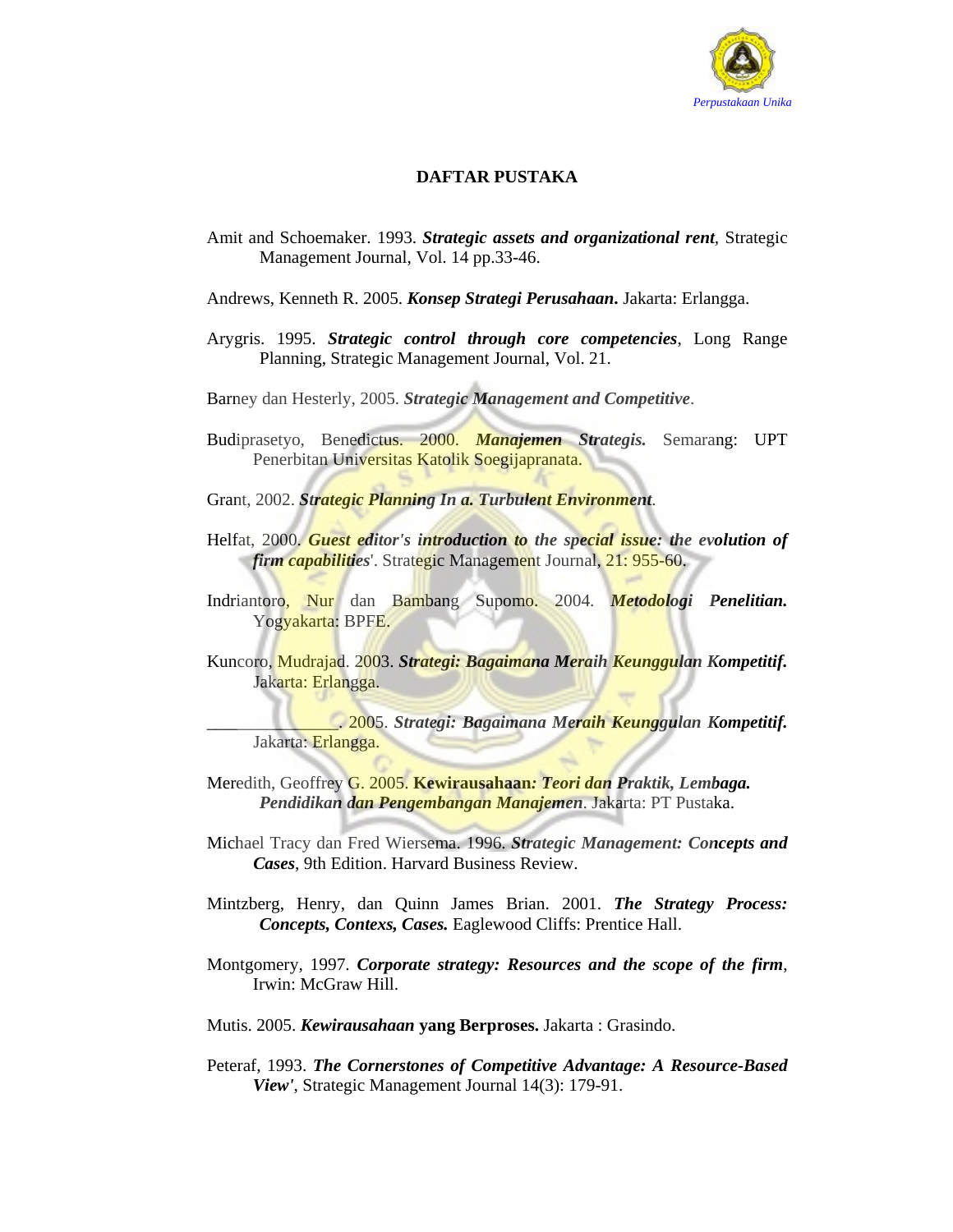# DAFTAR PUSTAKA

Amit and Schoemaker. 1993. ***Strategic assets and organizational rent***, Strategic Management Journal, Vol. 14 pp.33-46.

Andrews, Kenneth R. 2005. ***Konsep Strategi Perusahaan*****.** Jakarta: Erlangga.

Arygris. 1995. ***Strategic control through core competencies***, Long Range Planning, Strategic Management Journal, Vol. 21.

Barney dan Hesterly, 2005. ***Strategic Management and Competitive***.

Budiprasetyo, Benedictus. 2000. ***Manajemen Strategis.*** Semarang: UPT Penerbitan Universitas Katolik Soegijapranata.

Grant, 2002. ***Strategic Planning In a. Turbulent Environment***.

Helfat, 2000. ***Guest editor's introduction to the special issue: the evolution of firm capabilities***'. Strategic Management Journal, 21: 955-60.

Indriantoro, Nur dan Bambang Supomo. 2004. ***Metodologi Penelitian.*** Yogyakarta: BPFE.

Kuncoro, Mudrajad. 2003. ***Strategi: Bagaimana Meraih Keunggulan Kompetitif.*** Jakarta: Erlangga.

______________. 2005. ***Strategi: Bagaimana Meraih Keunggulan Kompetitif.*** Jakarta: Erlangga.

Meredith, Geoffrey G. 2005. **Kewirausahaan*****: Teori dan Praktik, Lembaga. Pendidikan dan Pengembangan Manajemen***. Jakarta: PT Pustaka.

Michael Tracy dan Fred Wiersema. 1996. ***Strategic Management: Concepts and Cases***, 9th Edition. Harvard Business Review.

Mintzberg, Henry, dan Quinn James Brian. 2001. ***The Strategy Process: Concepts, Contexs, Cases.*** Eaglewood Cliffs: Prentice Hall.

Montgomery, 1997. ***Corporate strategy: Resources and the scope of the firm***, Irwin: McGraw Hill.

Mutis. 2005. ***Kewirausahaan*** **yang Berproses.** Jakarta : Grasindo.

Peteraf, 1993. ***The Cornerstones of Competitive Advantage: A Resource-Based View'***, Strategic Management Journal 14(3): 179-91.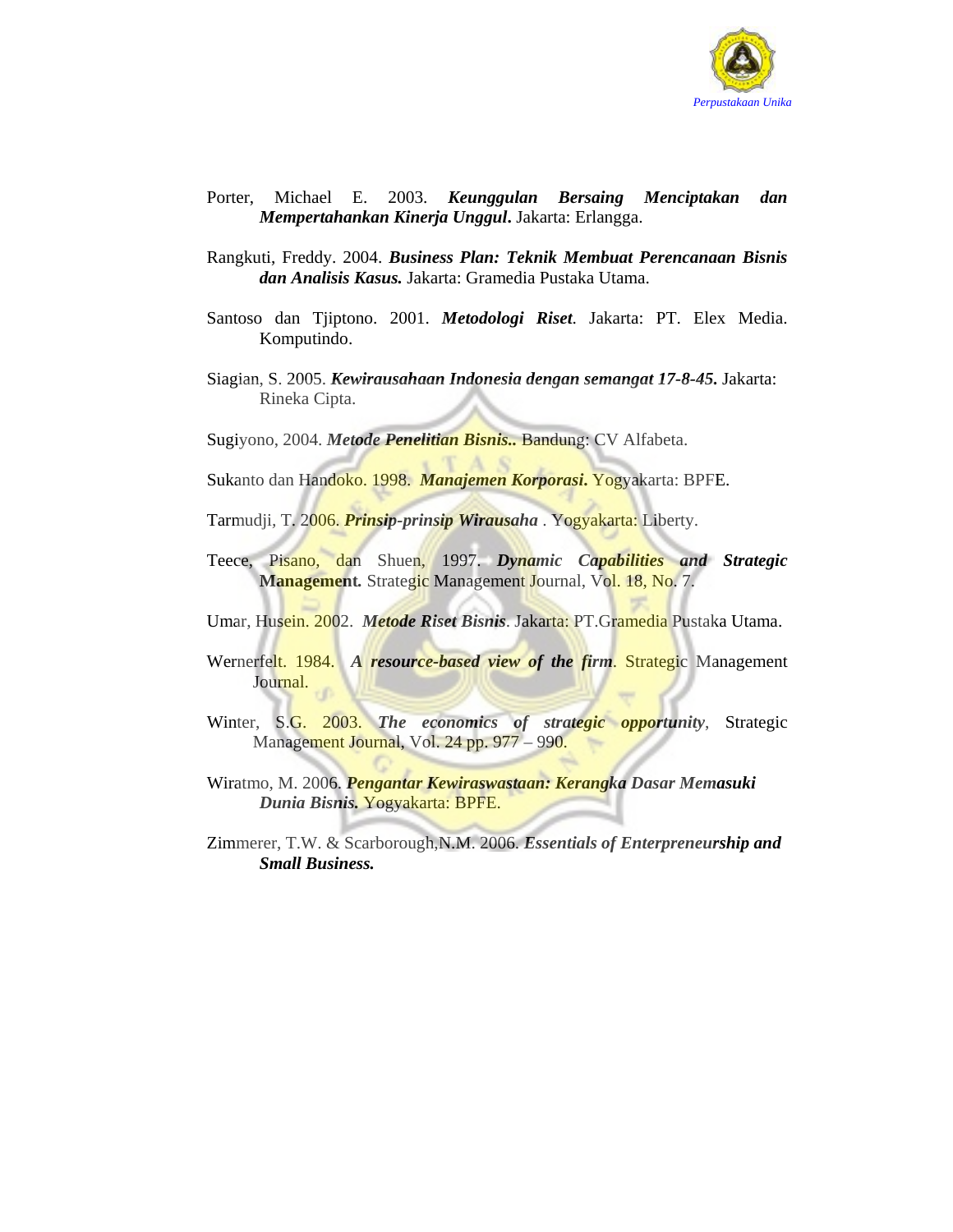Porter, Michael E. 2003. ***Keunggulan Bersaing Menciptakan dan Mempertahankan Kinerja Unggul***. Jakarta: Erlangga.

Rangkuti, Freddy. 2004. ***Business Plan: Teknik Membuat Perencanaan Bisnis dan Analisis Kasus.*** Jakarta: Gramedia Pustaka Utama.

Santoso dan Tjiptono. 2001. ***Metodologi Riset***. Jakarta: PT. Elex Media. Komputindo.

Siagian, S. 2005. ***Kewirausahaan Indonesia dengan semangat 17-8-45.*** Jakarta: Rineka Cipta.

Sugiyono, 2004. ***Metode Penelitian Bisnis..*** Bandung: CV Alfabeta.

Sukanto dan Handoko. 1998. ***Manajemen Korporasi***. Yogyakarta: BPFE.

Tarmudji, T. 2006. ***Prinsip-prinsip Wirausaha*** . Yogyakarta: Liberty.

Teece, Pisano, dan Shuen, 1997. ***Dynamic Capabilities and Strategic Management.*** Strategic Management Journal, Vol. 18, No. 7.

Umar, Husein. 2002. ***Metode Riset Bisnis***. Jakarta: PT.Gramedia Pustaka Utama.

Wernerfelt. 1984. ***A resource-based view of the firm***. Strategic Management Journal.

Winter, S.G. 2003. ***The economics of strategic opportunity***, Strategic Management Journal, Vol. 24 pp. 977 – 990.

Wiratmo, M. 2006. ***Pengantar Kewiraswastaan: Kerangka Dasar Memasuki Dunia Bisnis.*** Yogyakarta: BPFE.

Zimmerer, T.W. & Scarborough,N.M. 2006. ***Essentials of Enterpreneurship and Small Business.***